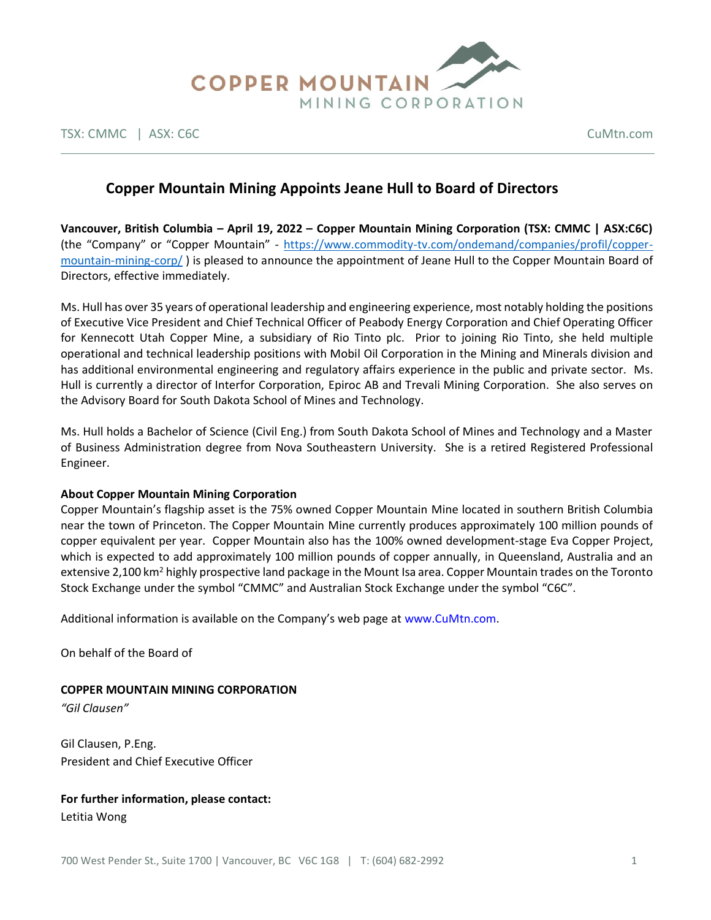COPPER MOUNTAIN MINING CORPORATION

TSX: CMMC | ASX: C6C CuMtn.com

## Copper Mountain Mining Appoints Jeane Hull to Board of Directors

**Vancouver, British Columbia – April 19, 2022 – Copper Mountain Mining Corporation (TSX: CMMC | ASX:C6C)** (the "Company" or "Copper Mountain" - https://www.commodity-tv.com/ondemand/companies/profil/copper-mountain-mining-corp/ ) is pleased to announce the appointment of Jeane Hull to the Copper Mountain Board of Directors, effective immediately.

Ms. Hull has over 35 years of operational leadership and engineering experience, most notably holding the positions of Executive Vice President and Chief Technical Officer of Peabody Energy Corporation and Chief Operating Officer for Kennecott Utah Copper Mine, a subsidiary of Rio Tinto plc. Prior to joining Rio Tinto, she held multiple operational and technical leadership positions with Mobil Oil Corporation in the Mining and Minerals division and has additional environmental engineering and regulatory affairs experience in the public and private sector. Ms. Hull is currently a director of Interfor Corporation, Epiroc AB and Trevali Mining Corporation. She also serves on the Advisory Board for South Dakota School of Mines and Technology.

Ms. Hull holds a Bachelor of Science (Civil Eng.) from South Dakota School of Mines and Technology and a Master of Business Administration degree from Nova Southeastern University. She is a retired Registered Professional Engineer.

**About Copper Mountain Mining Corporation**

Copper Mountain's flagship asset is the 75% owned Copper Mountain Mine located in southern British Columbia near the town of Princeton. The Copper Mountain Mine currently produces approximately 100 million pounds of copper equivalent per year. Copper Mountain also has the 100% owned development-stage Eva Copper Project, which is expected to add approximately 100 million pounds of copper annually, in Queensland, Australia and an extensive 2,100 km$^2$ highly prospective land package in the Mount Isa area. Copper Mountain trades on the Toronto Stock Exchange under the symbol "CMMC" and Australian Stock Exchange under the symbol "C6C".

Additional information is available on the Company's web page at www.CuMtn.com.

On behalf of the Board of

**COPPER MOUNTAIN MINING CORPORATION**

*"Gil Clausen"*

Gil Clausen, P.Eng.
President and Chief Executive Officer

**For further information, please contact:**

Letitia Wong

700 West Pender St., Suite 1700 | Vancouver, BC V6C 1G8 | T: (604) 682-2992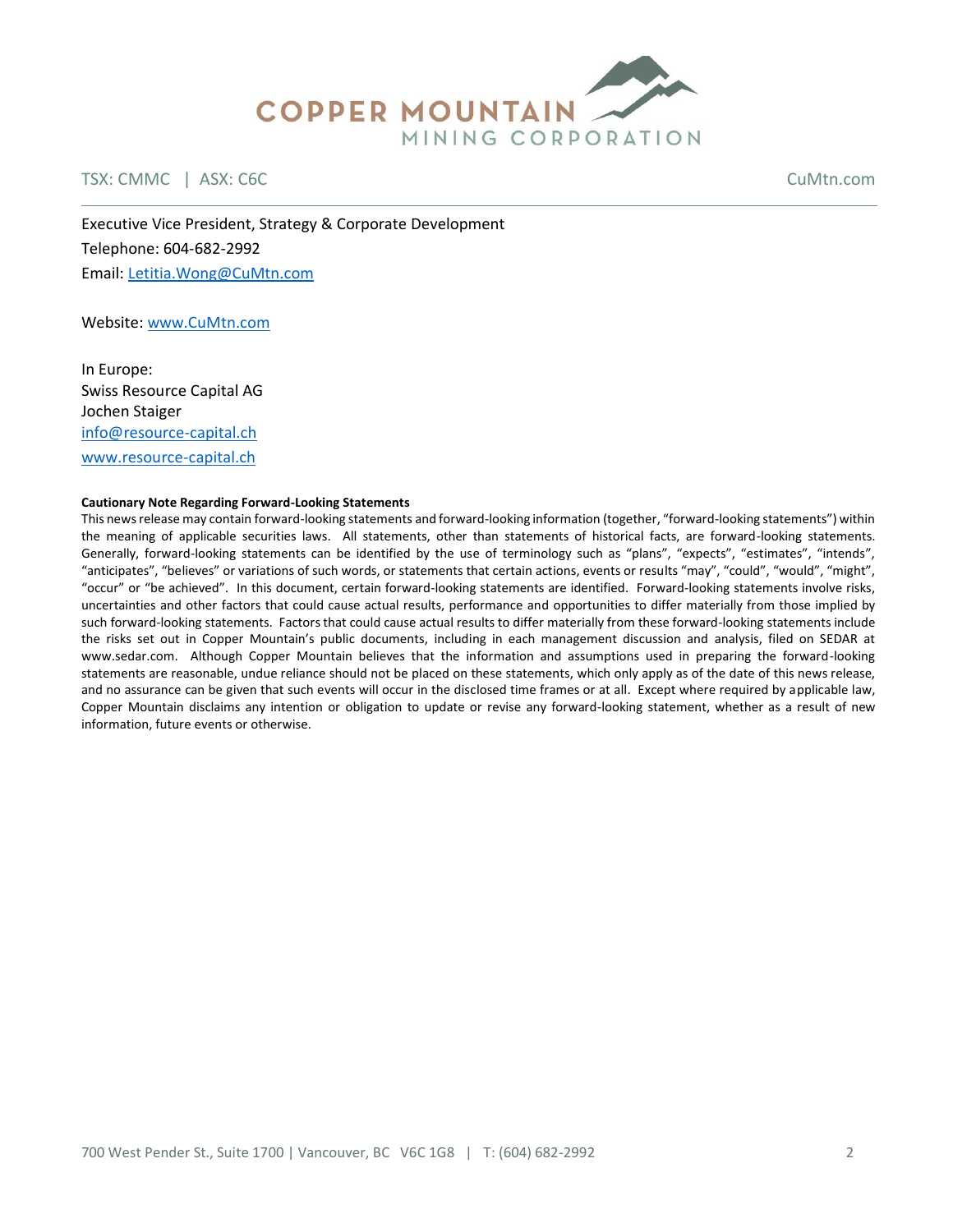Executive Vice President, Strategy & Corporate Development
Telephone: 604-682-2992
Email: Letitia.Wong@CuMtn.com

Website: www.CuMtn.com

In Europe:
Swiss Resource Capital AG
Jochen Staiger
info@resource-capital.ch
www.resource-capital.ch

**Cautionary Note Regarding Forward-Looking Statements**

This news release may contain forward-looking statements and forward-looking information (together, "forward-looking statements") within the meaning of applicable securities laws. All statements, other than statements of historical facts, are forward-looking statements. Generally, forward-looking statements can be identified by the use of terminology such as "plans", "expects", "estimates", "intends", "anticipates", "believes" or variations of such words, or statements that certain actions, events or results "may", "could", "would", "might", "occur" or "be achieved". In this document, certain forward-looking statements are identified. Forward-looking statements involve risks, uncertainties and other factors that could cause actual results, performance and opportunities to differ materially from those implied by such forward-looking statements. Factors that could cause actual results to differ materially from these forward-looking statements include the risks set out in Copper Mountain's public documents, including in each management discussion and analysis, filed on SEDAR at www.sedar.com. Although Copper Mountain believes that the information and assumptions used in preparing the forward-looking statements are reasonable, undue reliance should not be placed on these statements, which only apply as of the date of this news release, and no assurance can be given that such events will occur in the disclosed time frames or at all. Except where required by applicable law, Copper Mountain disclaims any intention or obligation to update or revise any forward-looking statement, whether as a result of new information, future events or otherwise.